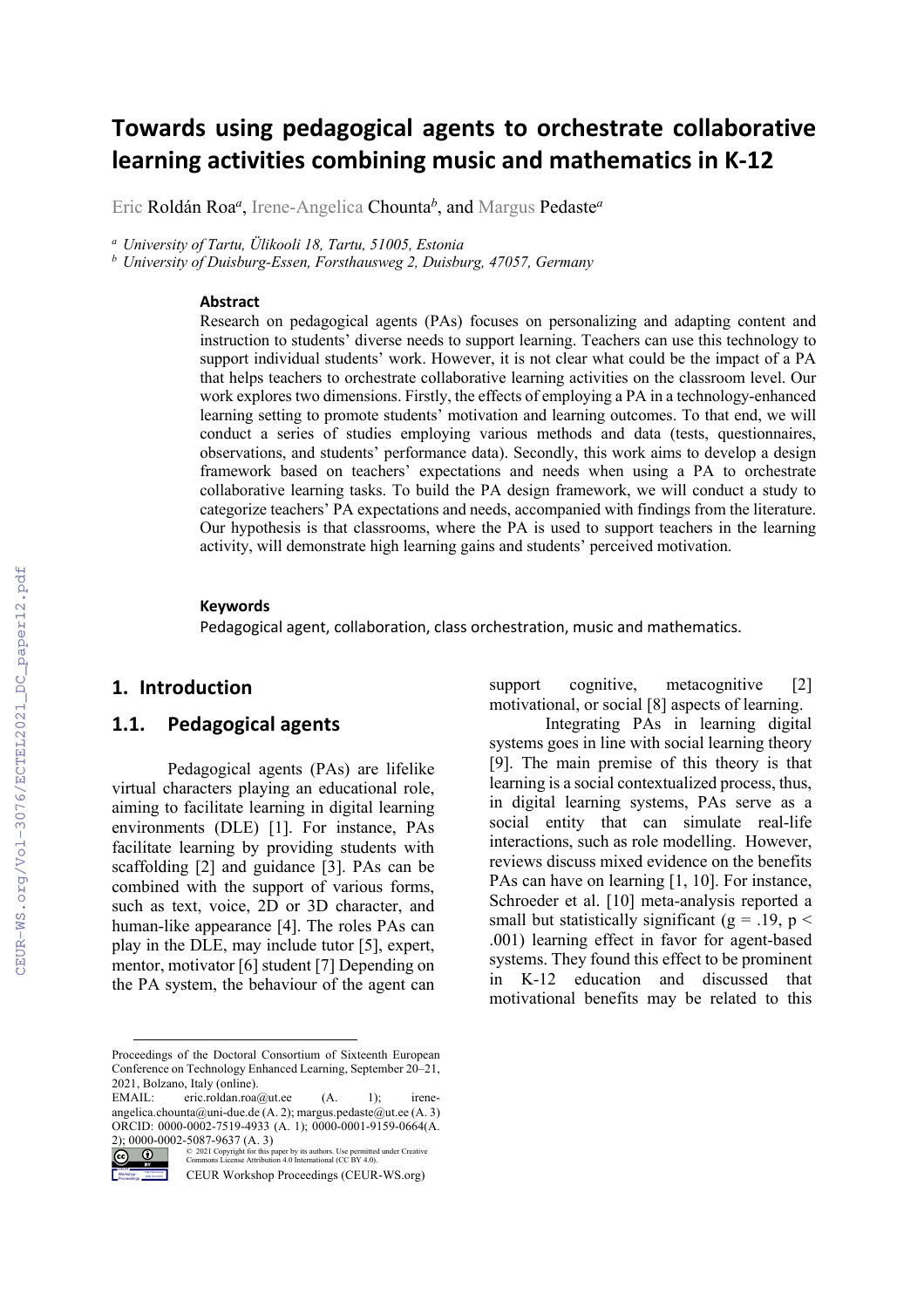# Towards using pedagogical agents to orchestrate collaborative learning activities combining music and mathematics in K-12

Eric Roldán Roa[a], Irene-Angelica Chounta[b], and Margus Pedaste[a]

[a] *University of Tartu, Ülikooli 18, Tartu, 51005, Estonia*
[b] *University of Duisburg-Essen, Forsthausweg 2, Duisburg, 47057, Germany*

### Abstract

Research on pedagogical agents (PAs) focuses on personalizing and adapting content and instruction to students' diverse needs to support learning. Teachers can use this technology to support individual students' work. However, it is not clear what could be the impact of a PA that helps teachers to orchestrate collaborative learning activities on the classroom level. Our work explores two dimensions. Firstly, the effects of employing a PA in a technology-enhanced learning setting to promote students' motivation and learning outcomes. To that end, we will conduct a series of studies employing various methods and data (tests, questionnaires, observations, and students' performance data). Secondly, this work aims to develop a design framework based on teachers' expectations and needs when using a PA to orchestrate collaborative learning tasks. To build the PA design framework, we will conduct a study to categorize teachers' PA expectations and needs, accompanied with findings from the literature. Our hypothesis is that classrooms, where the PA is used to support teachers in the learning activity, will demonstrate high learning gains and students' perceived motivation.

### Keywords

Pedagogical agent, collaboration, class orchestration, music and mathematics.

## 1. Introduction

### 1.1. Pedagogical agents

Pedagogical agents (PAs) are lifelike virtual characters playing an educational role, aiming to facilitate learning in digital learning environments (DLE) [1]. For instance, PAs facilitate learning by providing students with scaffolding [2] and guidance [3]. PAs can be combined with the support of various forms, such as text, voice, 2D or 3D character, and human-like appearance [4]. The roles PAs can play in the DLE, may include tutor [5], expert, mentor, motivator [6] student [7] Depending on the PA system, the behaviour of the agent can support cognitive, metacognitive [2] motivational, or social [8] aspects of learning.

Integrating PAs in learning digital systems goes in line with social learning theory [9]. The main premise of this theory is that learning is a social contextualized process, thus, in digital learning systems, PAs serve as a social entity that can simulate real-life interactions, such as role modelling. However, reviews discuss mixed evidence on the benefits PAs can have on learning [1, 10]. For instance, Schroeder et al. [10] meta-analysis reported a small but statistically significant ($g = .19$, $p < .001$) learning effect in favor for agent-based systems. They found this effect to be prominent in K-12 education and discussed that motivational benefits may be related to this

---

Proceedings of the Doctoral Consortium of Sixteenth European Conference on Technology Enhanced Learning, September 20–21, 2021, Bolzano, Italy (online).
EMAIL: eric.roldan.roa@ut.ee (A. 1); irene-angelica.chounta@uni-due.de (A. 2); margus.pedaste@ut.ee (A. 3)
ORCID: 0000-0002-7519-4933 (A. 1); 0000-0001-9159-0664(A. 2); 0000-0002-5087-9637 (A. 3)
© 2021 Copyright for this paper by its authors. Use permitted under Creative Commons License Attribution 4.0 International (CC BY 4.0).
CEUR Workshop Proceedings (CEUR-WS.org)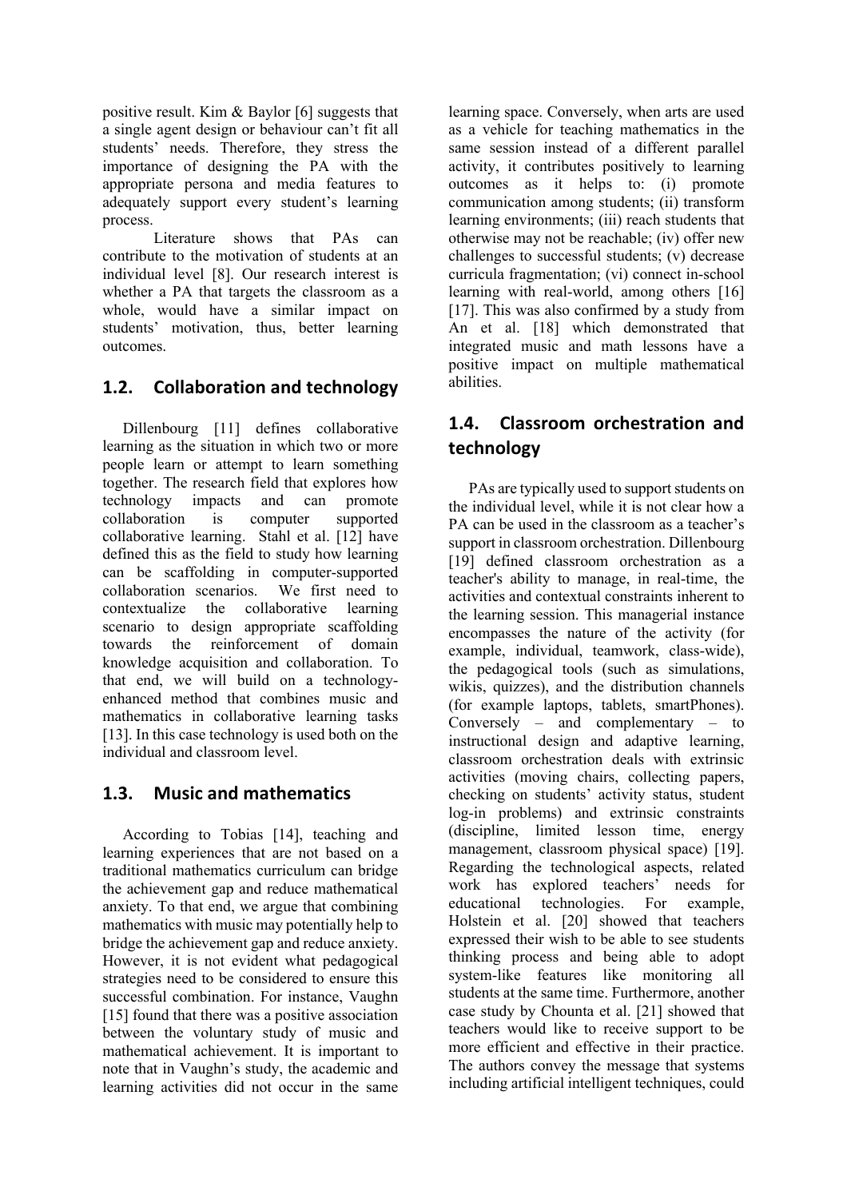positive result. Kim & Baylor [6] suggests that a single agent design or behaviour can't fit all students' needs. Therefore, they stress the importance of designing the PA with the appropriate persona and media features to adequately support every student's learning process.

Literature shows that PAs can contribute to the motivation of students at an individual level [8]. Our research interest is whether a PA that targets the classroom as a whole, would have a similar impact on students' motivation, thus, better learning outcomes.

## 1.2. Collaboration and technology

Dillenbourg [11] defines collaborative learning as the situation in which two or more people learn or attempt to learn something together. The research field that explores how technology impacts and can promote collaboration is computer supported collaborative learning. Stahl et al. [12] have defined this as the field to study how learning can be scaffolding in computer-supported collaboration scenarios. We first need to contextualize the collaborative learning scenario to design appropriate scaffolding towards the reinforcement of domain knowledge acquisition and collaboration. To that end, we will build on a technology-enhanced method that combines music and mathematics in collaborative learning tasks [13]. In this case technology is used both on the individual and classroom level.

## 1.3. Music and mathematics

According to Tobias [14], teaching and learning experiences that are not based on a traditional mathematics curriculum can bridge the achievement gap and reduce mathematical anxiety. To that end, we argue that combining mathematics with music may potentially help to bridge the achievement gap and reduce anxiety. However, it is not evident what pedagogical strategies need to be considered to ensure this successful combination. For instance, Vaughn [15] found that there was a positive association between the voluntary study of music and mathematical achievement. It is important to note that in Vaughn's study, the academic and learning activities did not occur in the same learning space. Conversely, when arts are used as a vehicle for teaching mathematics in the same session instead of a different parallel activity, it contributes positively to learning outcomes as it helps to: (i) promote communication among students; (ii) transform learning environments; (iii) reach students that otherwise may not be reachable; (iv) offer new challenges to successful students; (v) decrease curricula fragmentation; (vi) connect in-school learning with real-world, among others [16] [17]. This was also confirmed by a study from An et al. [18] which demonstrated that integrated music and math lessons have a positive impact on multiple mathematical abilities.

## 1.4. Classroom orchestration and technology

PAs are typically used to support students on the individual level, while it is not clear how a PA can be used in the classroom as a teacher's support in classroom orchestration. Dillenbourg [19] defined classroom orchestration as a teacher's ability to manage, in real-time, the activities and contextual constraints inherent to the learning session. This managerial instance encompasses the nature of the activity (for example, individual, teamwork, class-wide), the pedagogical tools (such as simulations, wikis, quizzes), and the distribution channels (for example laptops, tablets, smartPhones). Conversely – and complementary – to instructional design and adaptive learning, classroom orchestration deals with extrinsic activities (moving chairs, collecting papers, checking on students' activity status, student log-in problems) and extrinsic constraints (discipline, limited lesson time, energy management, classroom physical space) [19]. Regarding the technological aspects, related work has explored teachers' needs for educational technologies. For example, Holstein et al. [20] showed that teachers expressed their wish to be able to see students thinking process and being able to adopt system-like features like monitoring all students at the same time. Furthermore, another case study by Chounta et al. [21] showed that teachers would like to receive support to be more efficient and effective in their practice. The authors convey the message that systems including artificial intelligent techniques, could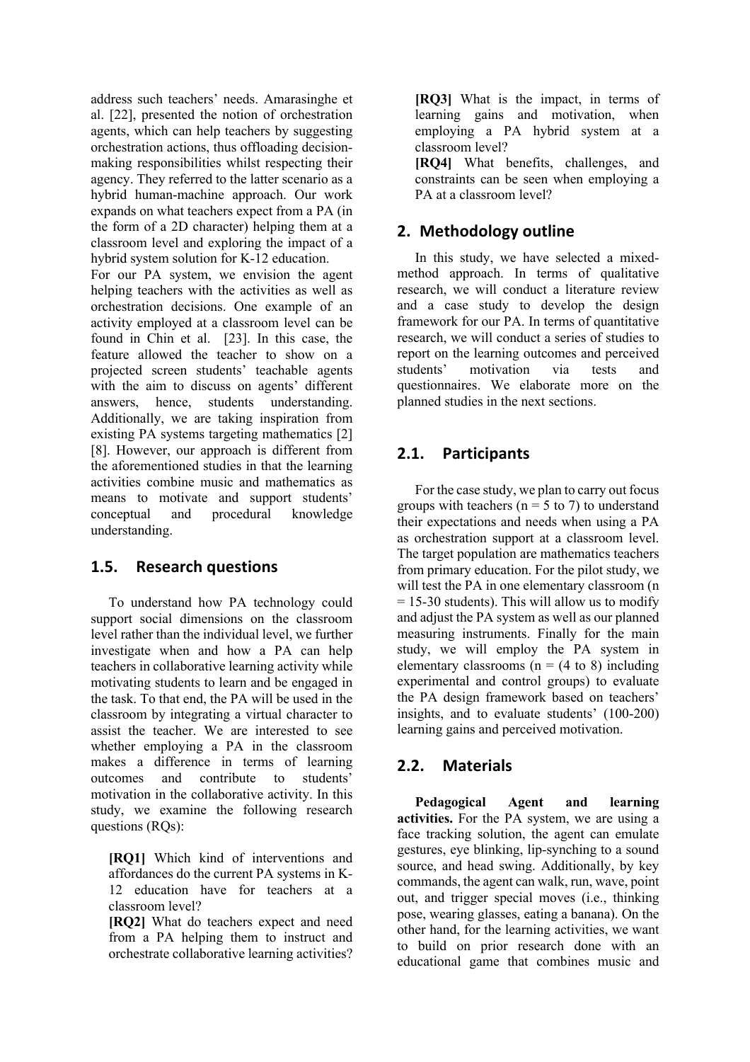address such teachers' needs. Amarasinghe et al. [22], presented the notion of orchestration agents, which can help teachers by suggesting orchestration actions, thus offloading decision-making responsibilities whilst respecting their agency. They referred to the latter scenario as a hybrid human-machine approach. Our work expands on what teachers expect from a PA (in the form of a 2D character) helping them at a classroom level and exploring the impact of a hybrid system solution for K-12 education.

For our PA system, we envision the agent helping teachers with the activities as well as orchestration decisions. One example of an activity employed at a classroom level can be found in Chin et al. [23]. In this case, the feature allowed the teacher to show on a projected screen students' teachable agents with the aim to discuss on agents' different answers, hence, students understanding. Additionally, we are taking inspiration from existing PA systems targeting mathematics [2] [8]. However, our approach is different from the aforementioned studies in that the learning activities combine music and mathematics as means to motivate and support students' conceptual and procedural knowledge understanding.

### 1.5. Research questions

To understand how PA technology could support social dimensions on the classroom level rather than the individual level, we further investigate when and how a PA can help teachers in collaborative learning activity while motivating students to learn and be engaged in the task. To that end, the PA will be used in the classroom by integrating a virtual character to assist the teacher. We are interested to see whether employing a PA in the classroom makes a difference in terms of learning outcomes and contribute to students' motivation in the collaborative activity. In this study, we examine the following research questions (RQs):

**[RQ1]** Which kind of interventions and affordances do the current PA systems in K-12 education have for teachers at a classroom level?
**[RQ2]** What do teachers expect and need from a PA helping them to instruct and orchestrate collaborative learning activities?
**[RQ3]** What is the impact, in terms of learning gains and motivation, when employing a PA hybrid system at a classroom level?
**[RQ4]** What benefits, challenges, and constraints can be seen when employing a PA at a classroom level?

## 2. Methodology outline

In this study, we have selected a mixed-method approach. In terms of qualitative research, we will conduct a literature review and a case study to develop the design framework for our PA. In terms of quantitative research, we will conduct a series of studies to report on the learning outcomes and perceived students' motivation via tests and questionnaires. We elaborate more on the planned studies in the next sections.

### 2.1. Participants

For the case study, we plan to carry out focus groups with teachers (n = 5 to 7) to understand their expectations and needs when using a PA as orchestration support at a classroom level. The target population are mathematics teachers from primary education. For the pilot study, we will test the PA in one elementary classroom (n = 15-30 students). This will allow us to modify and adjust the PA system as well as our planned measuring instruments. Finally for the main study, we will employ the PA system in elementary classrooms (n = (4 to 8) including experimental and control groups) to evaluate the PA design framework based on teachers' insights, and to evaluate students' (100-200) learning gains and perceived motivation.

### 2.2. Materials

**Pedagogical Agent and learning activities.** For the PA system, we are using a face tracking solution, the agent can emulate gestures, eye blinking, lip-synching to a sound source, and head swing. Additionally, by key commands, the agent can walk, run, wave, point out, and trigger special moves (i.e., thinking pose, wearing glasses, eating a banana). On the other hand, for the learning activities, we want to build on prior research done with an educational game that combines music and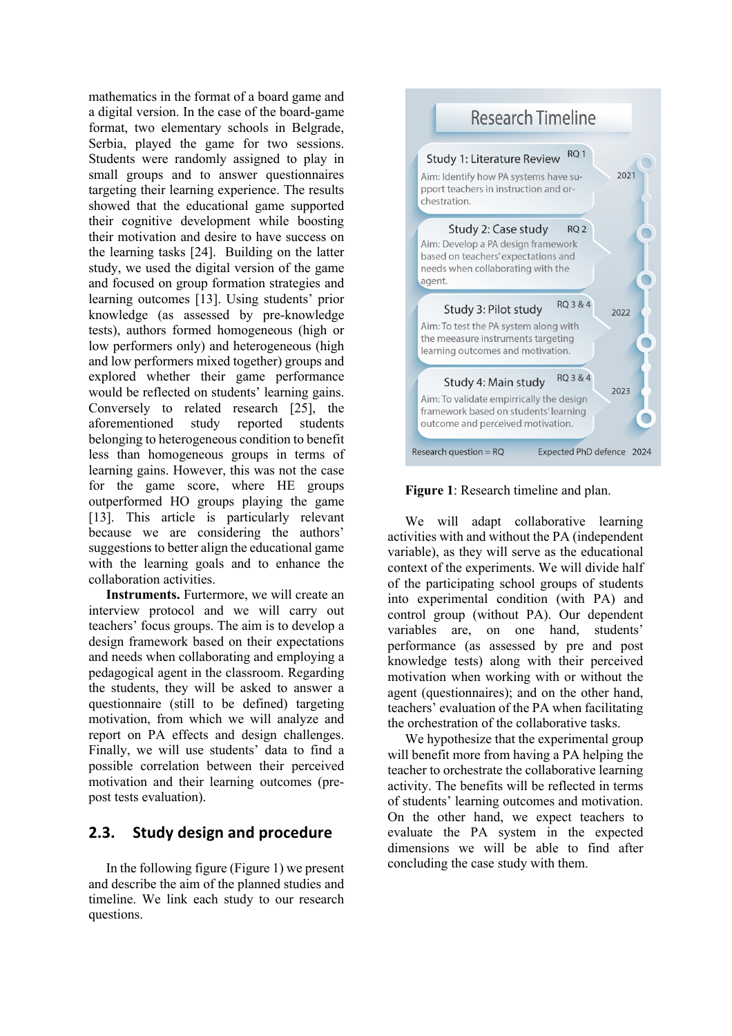mathematics in the format of a board game and a digital version. In the case of the board-game format, two elementary schools in Belgrade, Serbia, played the game for two sessions. Students were randomly assigned to play in small groups and to answer questionnaires targeting their learning experience. The results showed that the educational game supported their cognitive development while boosting their motivation and desire to have success on the learning tasks [24]. Building on the latter study, we used the digital version of the game and focused on group formation strategies and learning outcomes [13]. Using students' prior knowledge (as assessed by pre-knowledge tests), authors formed homogeneous (high or low performers only) and heterogeneous (high and low performers mixed together) groups and explored whether their game performance would be reflected on students' learning gains. Conversely to related research [25], the aforementioned study reported students belonging to heterogeneous condition to benefit less than homogeneous groups in terms of learning gains. However, this was not the case for the game score, where HE groups outperformed HO groups playing the game [13]. This article is particularly relevant because we are considering the authors' suggestions to better align the educational game with the learning goals and to enhance the collaboration activities.

**Instruments.** Furtermore, we will create an interview protocol and we will carry out teachers' focus groups. The aim is to develop a design framework based on their expectations and needs when collaborating and employing a pedagogical agent in the classroom. Regarding the students, they will be asked to answer a questionnaire (still to be defined) targeting motivation, from which we will analyze and report on PA effects and design challenges. Finally, we will use students' data to find a possible correlation between their perceived motivation and their learning outcomes (pre-post tests evaluation).

## 2.3. Study design and procedure

In the following figure (Figure 1) we present and describe the aim of the planned studies and timeline. We link each study to our research questions.

**Research Timeline**

- **Study 1: Literature Review** (RQ 1) — 2021
  Aim: Identify how PA systems have support teachers in instruction and orchestration.
- **Study 2: Case study** (RQ 2)
  Aim: Develop a PA design framework based on teachers' expectations and needs when collaborating with the agent.
- **Study 3: Pilot study** (RQ 3 & 4) — 2022
  Aim: To test the PA system along with the meeasure instruments targeting learning outcomes and motivation.
- **Study 4: Main study** (RQ 3 & 4) — 2023
  Aim: To validate empirrically the design framework based on students' learning outcome and perceived motivation.

Research question = RQ — Expected PhD defence 2024

**Figure 1**: Research timeline and plan.

We will adapt collaborative learning activities with and without the PA (independent variable), as they will serve as the educational context of the experiments. We will divide half of the participating school groups of students into experimental condition (with PA) and control group (without PA). Our dependent variables are, on one hand, students' performance (as assessed by pre and post knowledge tests) along with their perceived motivation when working with or without the agent (questionnaires); and on the other hand, teachers' evaluation of the PA when facilitating the orchestration of the collaborative tasks.

We hypothesize that the experimental group will benefit more from having a PA helping the teacher to orchestrate the collaborative learning activity. The benefits will be reflected in terms of students' learning outcomes and motivation. On the other hand, we expect teachers to evaluate the PA system in the expected dimensions we will be able to find after concluding the case study with them.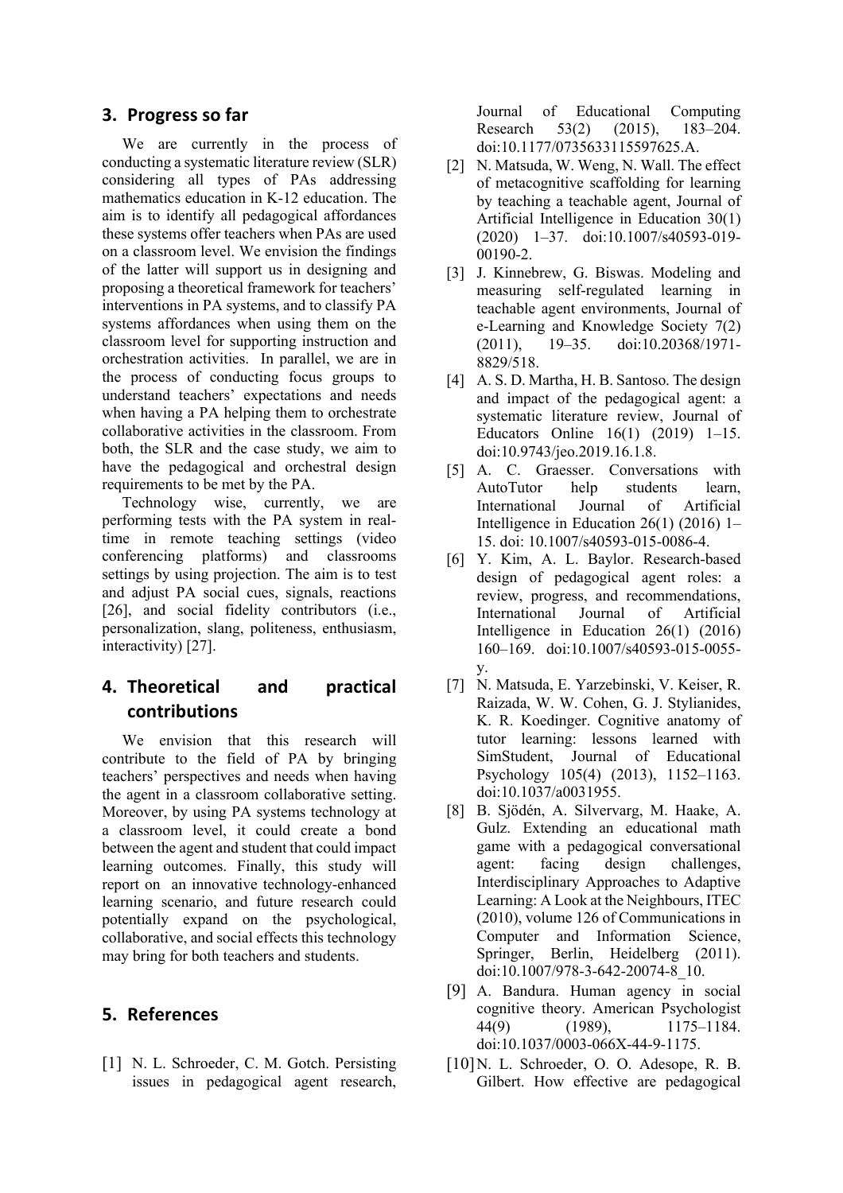## 3. Progress so far

We are currently in the process of conducting a systematic literature review (SLR) considering all types of PAs addressing mathematics education in K-12 education. The aim is to identify all pedagogical affordances these systems offer teachers when PAs are used on a classroom level. We envision the findings of the latter will support us in designing and proposing a theoretical framework for teachers' interventions in PA systems, and to classify PA systems affordances when using them on the classroom level for supporting instruction and orchestration activities. In parallel, we are in the process of conducting focus groups to understand teachers' expectations and needs when having a PA helping them to orchestrate collaborative activities in the classroom. From both, the SLR and the case study, we aim to have the pedagogical and orchestral design requirements to be met by the PA.

Technology wise, currently, we are performing tests with the PA system in real-time in remote teaching settings (video conferencing platforms) and classrooms settings by using projection. The aim is to test and adjust PA social cues, signals, reactions [26], and social fidelity contributors (i.e., personalization, slang, politeness, enthusiasm, interactivity) [27].

## 4. Theoretical and practical contributions

We envision that this research will contribute to the field of PA by bringing teachers' perspectives and needs when having the agent in a classroom collaborative setting. Moreover, by using PA systems technology at a classroom level, it could create a bond between the agent and student that could impact learning outcomes. Finally, this study will report on an innovative technology-enhanced learning scenario, and future research could potentially expand on the psychological, collaborative, and social effects this technology may bring for both teachers and students.

## 5. References

[1] N. L. Schroeder, C. M. Gotch. Persisting issues in pedagogical agent research, Journal of Educational Computing Research 53(2) (2015), 183–204. doi:10.1177/0735633115597625.A.

[2] N. Matsuda, W. Weng, N. Wall. The effect of metacognitive scaffolding for learning by teaching a teachable agent, Journal of Artificial Intelligence in Education 30(1) (2020) 1–37. doi:10.1007/s40593-019-00190-2.

[3] J. Kinnebrew, G. Biswas. Modeling and measuring self-regulated learning in teachable agent environments, Journal of e-Learning and Knowledge Society 7(2) (2011), 19–35. doi:10.20368/1971-8829/518.

[4] A. S. D. Martha, H. B. Santoso. The design and impact of the pedagogical agent: a systematic literature review, Journal of Educators Online 16(1) (2019) 1–15. doi:10.9743/jeo.2019.16.1.8.

[5] A. C. Graesser. Conversations with AutoTutor help students learn, International Journal of Artificial Intelligence in Education 26(1) (2016) 1–15. doi: 10.1007/s40593-015-0086-4.

[6] Y. Kim, A. L. Baylor. Research-based design of pedagogical agent roles: a review, progress, and recommendations, International Journal of Artificial Intelligence in Education 26(1) (2016) 160–169. doi:10.1007/s40593-015-0055-y.

[7] N. Matsuda, E. Yarzebinski, V. Keiser, R. Raizada, W. W. Cohen, G. J. Stylianides, K. R. Koedinger. Cognitive anatomy of tutor learning: lessons learned with SimStudent, Journal of Educational Psychology 105(4) (2013), 1152–1163. doi:10.1037/a0031955.

[8] B. Sjödén, A. Silvervarg, M. Haake, A. Gulz. Extending an educational math game with a pedagogical conversational agent: facing design challenges, Interdisciplinary Approaches to Adaptive Learning: A Look at the Neighbours, ITEC (2010), volume 126 of Communications in Computer and Information Science, Springer, Berlin, Heidelberg (2011). doi:10.1007/978-3-642-20074-8_10.

[9] A. Bandura. Human agency in social cognitive theory. American Psychologist 44(9) (1989), 1175–1184. doi:10.1037/0003-066X-44-9-1175.

[10] N. L. Schroeder, O. O. Adesope, R. B. Gilbert. How effective are pedagogical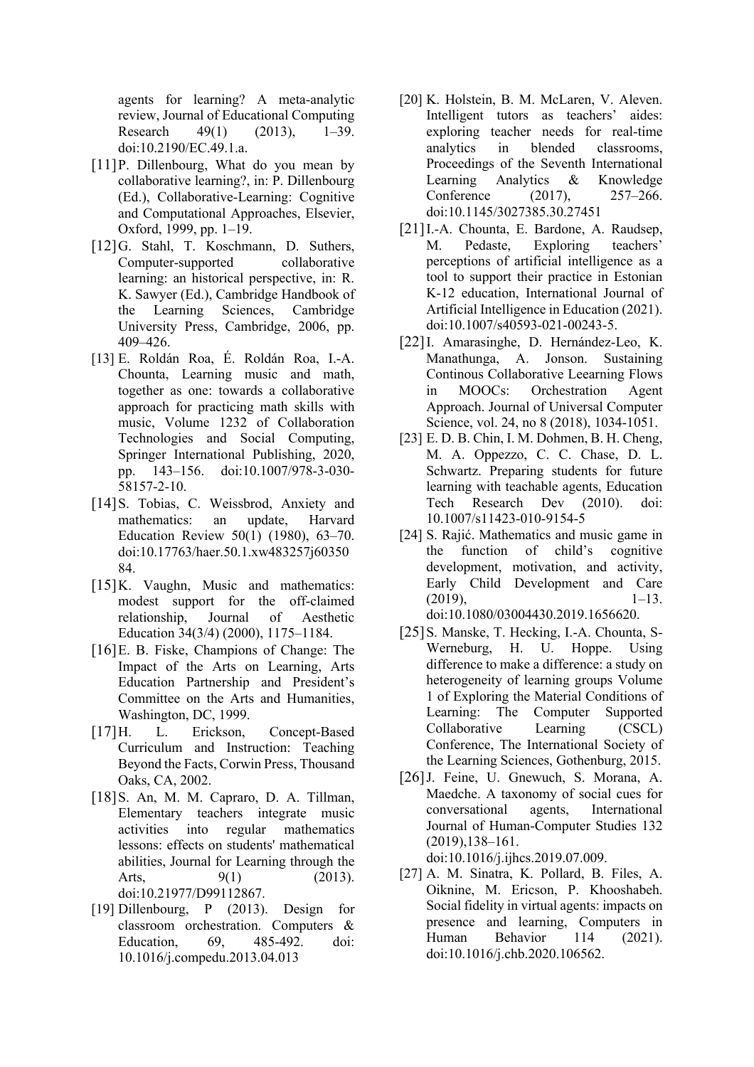agents for learning? A meta-analytic review, Journal of Educational Computing Research 49(1) (2013), 1–39. doi:10.2190/EC.49.1.a.

[11] P. Dillenbourg, What do you mean by collaborative learning?, in: P. Dillenbourg (Ed.), Collaborative-Learning: Cognitive and Computational Approaches, Elsevier, Oxford, 1999, pp. 1–19.

[12] G. Stahl, T. Koschmann, D. Suthers, Computer-supported collaborative learning: an historical perspective, in: R. K. Sawyer (Ed.), Cambridge Handbook of the Learning Sciences, Cambridge University Press, Cambridge, 2006, pp. 409–426.

[13] E. Roldán Roa, É. Roldán Roa, I.-A. Chounta, Learning music and math, together as one: towards a collaborative approach for practicing math skills with music, Volume 1232 of Collaboration Technologies and Social Computing, Springer International Publishing, 2020, pp. 143–156. doi:10.1007/978-3-030-58157-2-10.

[14] S. Tobias, C. Weissbrod, Anxiety and mathematics: an update, Harvard Education Review 50(1) (1980), 63–70. doi:10.17763/haer.50.1.xw483257j6035084.

[15] K. Vaughn, Music and mathematics: modest support for the off-claimed relationship, Journal of Aesthetic Education 34(3/4) (2000), 1175–1184.

[16] E. B. Fiske, Champions of Change: The Impact of the Arts on Learning, Arts Education Partnership and President's Committee on the Arts and Humanities, Washington, DC, 1999.

[17] H. L. Erickson, Concept-Based Curriculum and Instruction: Teaching Beyond the Facts, Corwin Press, Thousand Oaks, CA, 2002.

[18] S. An, M. M. Capraro, D. A. Tillman, Elementary teachers integrate music activities into regular mathematics lessons: effects on students' mathematical abilities, Journal for Learning through the Arts, 9(1) (2013). doi:10.21977/D99112867.

[19] Dillenbourg, P (2013). Design for classroom orchestration. Computers & Education, 69, 485-492. doi: 10.1016/j.compedu.2013.04.013

[20] K. Holstein, B. M. McLaren, V. Aleven. Intelligent tutors as teachers' aides: exploring teacher needs for real-time analytics in blended classrooms, Proceedings of the Seventh International Learning Analytics & Knowledge Conference (2017), 257–266. doi:10.1145/3027385.30.27451

[21] I.-A. Chounta, E. Bardone, A. Raudsep, M. Pedaste, Exploring teachers' perceptions of artificial intelligence as a tool to support their practice in Estonian K-12 education, International Journal of Artificial Intelligence in Education (2021). doi:10.1007/s40593-021-00243-5.

[22] I. Amarasinghe, D. Hernández-Leo, K. Manathunga, A. Jonson. Sustaining Continous Collaborative Leearning Flows in MOOCs: Orchestration Agent Approach. Journal of Universal Computer Science, vol. 24, no 8 (2018), 1034-1051.

[23] E. D. B. Chin, I. M. Dohmen, B. H. Cheng, M. A. Oppezzo, C. C. Chase, D. L. Schwartz. Preparing students for future learning with teachable agents, Education Tech Research Dev (2010). doi: 10.1007/s11423-010-9154-5

[24] S. Rajić. Mathematics and music game in the function of child's cognitive development, motivation, and activity, Early Child Development and Care (2019), 1–13. doi:10.1080/03004430.2019.1656620.

[25] S. Manske, T. Hecking, I.-A. Chounta, S-Werneburg, H. U. Hoppe. Using difference to make a difference: a study on heterogeneity of learning groups Volume 1 of Exploring the Material Conditions of Learning: The Computer Supported Collaborative Learning (CSCL) Conference, The International Society of the Learning Sciences, Gothenburg, 2015.

[26] J. Feine, U. Gnewuch, S. Morana, A. Maedche. A taxonomy of social cues for conversational agents, International Journal of Human-Computer Studies 132 (2019),138–161. doi:10.1016/j.ijhcs.2019.07.009.

[27] A. M. Sinatra, K. Pollard, B. Files, A. Oiknine, M. Ericson, P. Khooshabeh. Social fidelity in virtual agents: impacts on presence and learning, Computers in Human Behavior 114 (2021). doi:10.1016/j.chb.2020.106562.